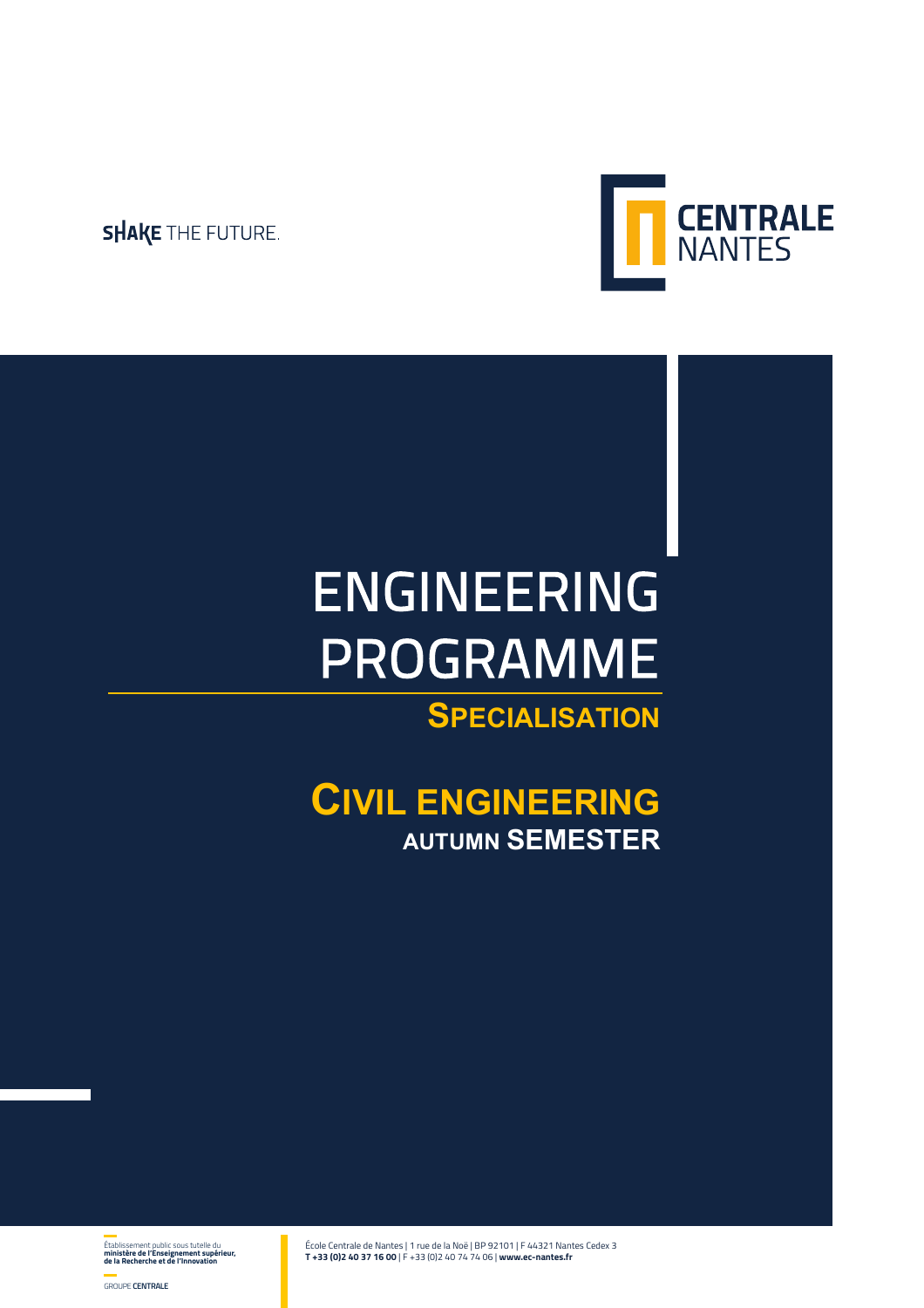SHAKE THE FUTURE.

CENTRALE NANTES

# ENGINEERING PROGRAMME

## SPECIALISATION

## CIVIL ENGINEERING

### AUTUMN SEMESTER

Établissement public sous tutelle du **ministère de l'Enseignement supérieur, de la Recherche et de l'Innovation**

GROUPE **CENTRALE**

École Centrale de Nantes | 1 rue de la Noë | BP 92101 | F 44321 Nantes Cedex 3
**T +33 (0)2 40 37 16 00** | F +33 (0)2 40 74 74 06 | **www.ec-nantes.fr**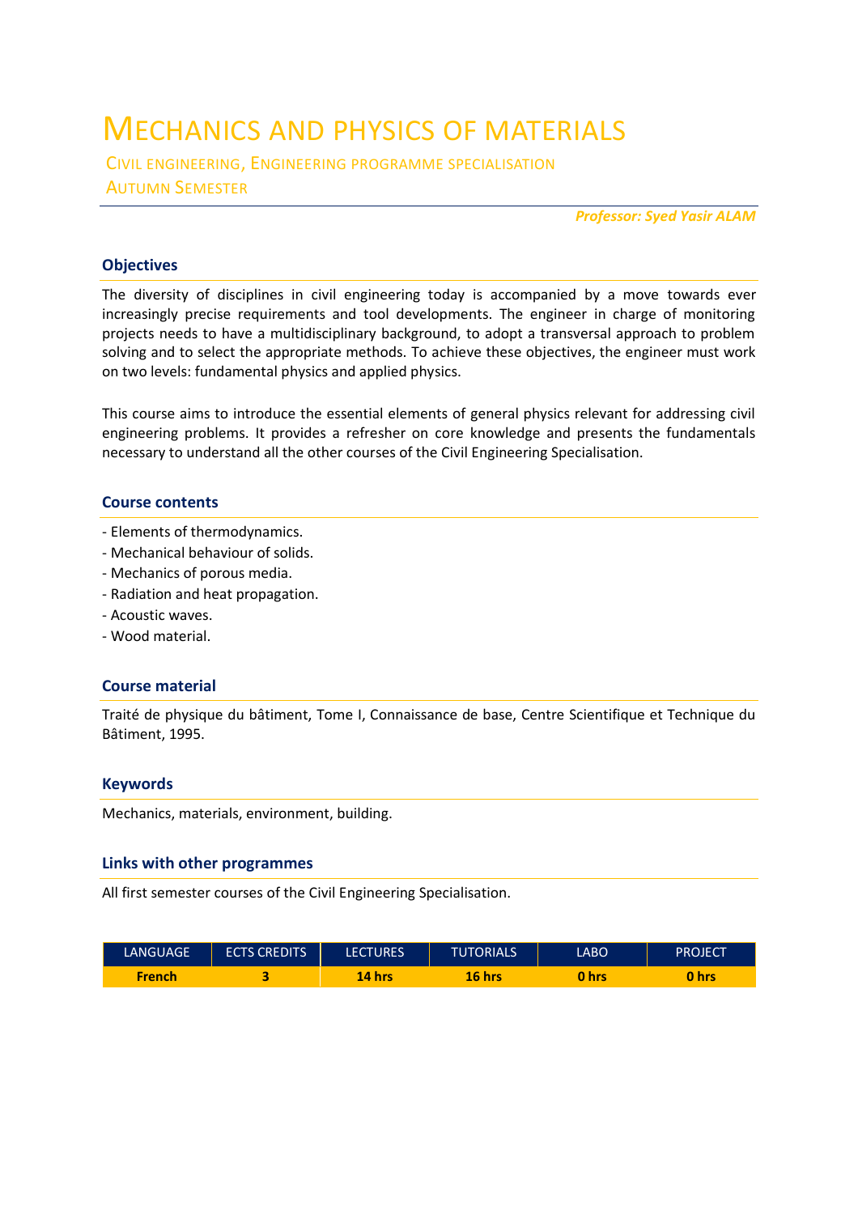# MECHANICS AND PHYSICS OF MATERIALS

CIVIL ENGINEERING, ENGINEERING PROGRAMME SPECIALISATION

AUTUMN SEMESTER

***Professor: Syed Yasir ALAM***

## Objectives

The diversity of disciplines in civil engineering today is accompanied by a move towards ever increasingly precise requirements and tool developments. The engineer in charge of monitoring projects needs to have a multidisciplinary background, to adopt a transversal approach to problem solving and to select the appropriate methods. To achieve these objectives, the engineer must work on two levels: fundamental physics and applied physics.

This course aims to introduce the essential elements of general physics relevant for addressing civil engineering problems. It provides a refresher on core knowledge and presents the fundamentals necessary to understand all the other courses of the Civil Engineering Specialisation.

## Course contents

- Elements of thermodynamics.
- Mechanical behaviour of solids.
- Mechanics of porous media.
- Radiation and heat propagation.
- Acoustic waves.
- Wood material.

## Course material

Traité de physique du bâtiment, Tome I, Connaissance de base, Centre Scientifique et Technique du Bâtiment, 1995.

## Keywords

Mechanics, materials, environment, building.

## Links with other programmes

All first semester courses of the Civil Engineering Specialisation.

| LANGUAGE | ECTS CREDITS | LECTURES | TUTORIALS | LABO | PROJECT |
|---|---|---|---|---|---|
| **French** | **3** | **14 hrs** | **16 hrs** | **0 hrs** | **0 hrs** |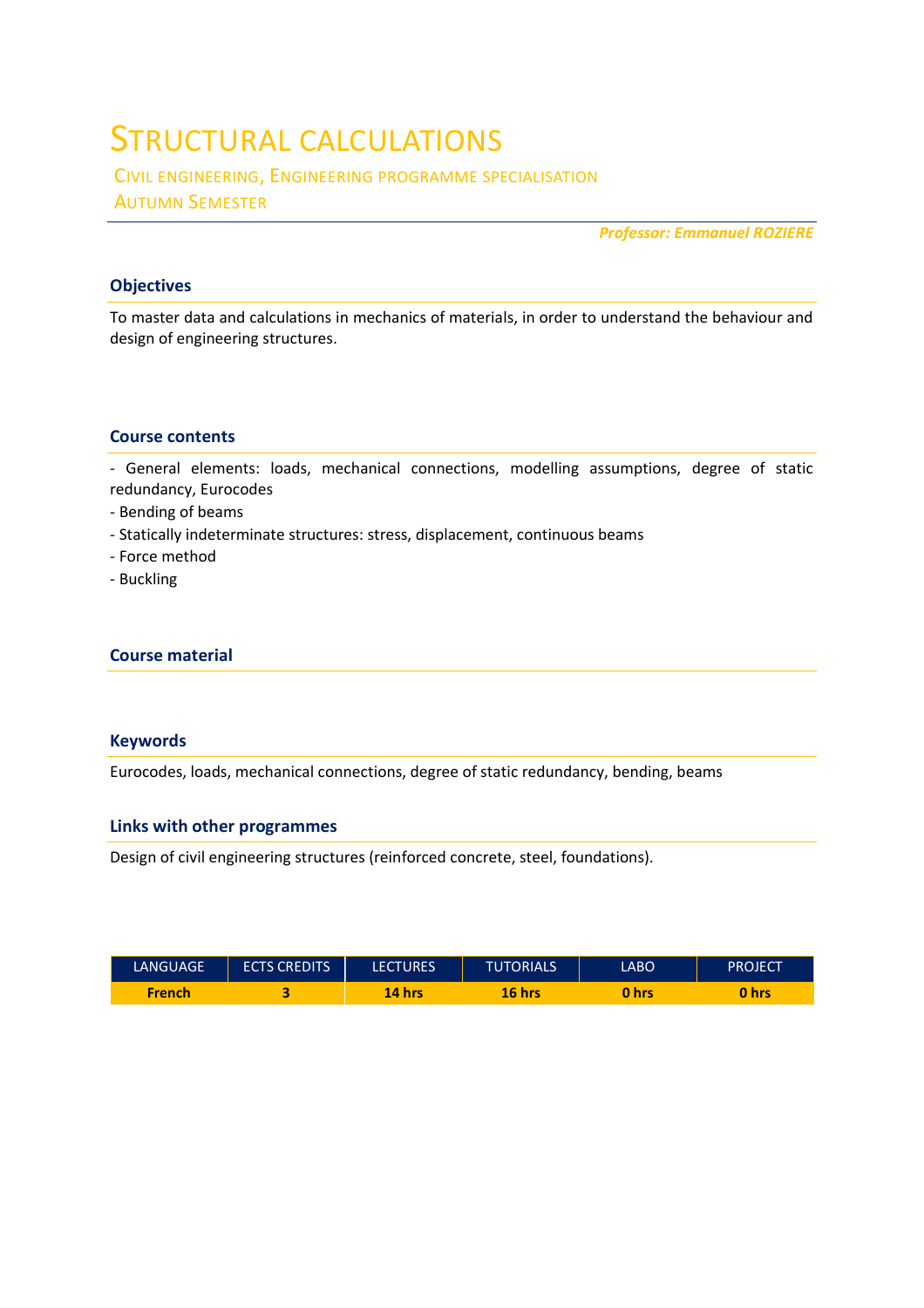# Structural calculations

## Civil engineering, Engineering programme specialisation
## Autumn Semester

***Professor: Emmanuel ROZIERE***

### Objectives

To master data and calculations in mechanics of materials, in order to understand the behaviour and design of engineering structures.

### Course contents

- General elements: loads, mechanical connections, modelling assumptions, degree of static redundancy, Eurocodes
- Bending of beams
- Statically indeterminate structures: stress, displacement, continuous beams
- Force method
- Buckling

### Course material

### Keywords

Eurocodes, loads, mechanical connections, degree of static redundancy, bending, beams

### Links with other programmes

Design of civil engineering structures (reinforced concrete, steel, foundations).

| LANGUAGE | ECTS CREDITS | LECTURES | TUTORIALS | LABO | PROJECT |
|---|---|---|---|---|---|
| **French** | **3** | **14 hrs** | **16 hrs** | **0 hrs** | **0 hrs** |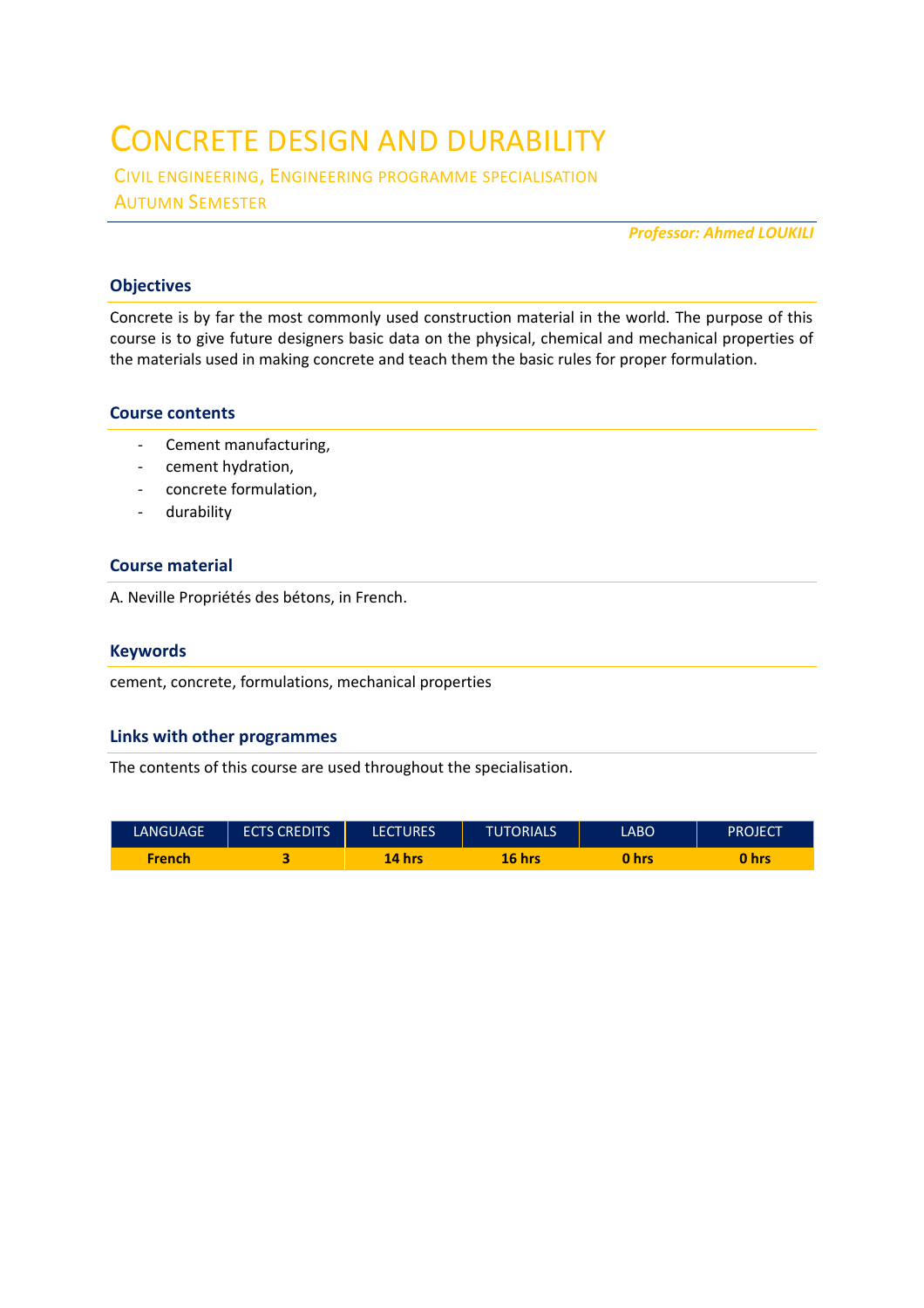# CONCRETE DESIGN AND DURABILITY

CIVIL ENGINEERING, ENGINEERING PROGRAMME SPECIALISATION
AUTUMN SEMESTER

*Professor: Ahmed LOUKILI*

## Objectives

Concrete is by far the most commonly used construction material in the world. The purpose of this course is to give future designers basic data on the physical, chemical and mechanical properties of the materials used in making concrete and teach them the basic rules for proper formulation.

## Course contents

- Cement manufacturing,
- cement hydration,
- concrete formulation,
- durability

## Course material

A. Neville Propriétés des bétons, in French.

## Keywords

cement, concrete, formulations, mechanical properties

## Links with other programmes

The contents of this course are used throughout the specialisation.

| LANGUAGE | ECTS CREDITS | LECTURES | TUTORIALS | LABO | PROJECT |
|---|---|---|---|---|---|
| **French** | **3** | **14 hrs** | **16 hrs** | **0 hrs** | **0 hrs** |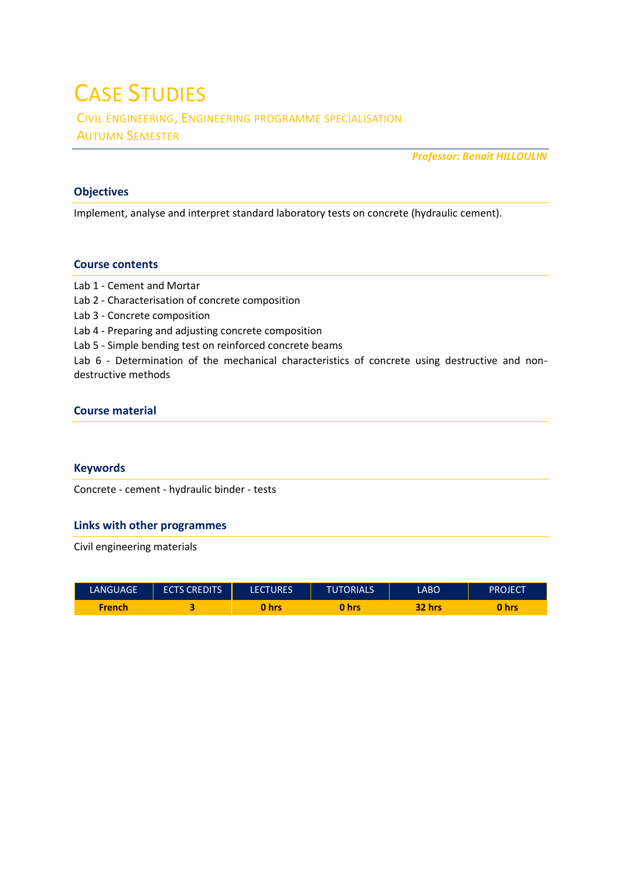# Case Studies

### Civil engineering, Engineering programme specialisation
### Autumn Semester

*Professor: Benoît HILLOULIN*

## Objectives

Implement, analyse and interpret standard laboratory tests on concrete (hydraulic cement).

## Course contents

Lab 1 - Cement and Mortar
Lab 2 - Characterisation of concrete composition
Lab 3 - Concrete composition
Lab 4 - Preparing and adjusting concrete composition
Lab 5 - Simple bending test on reinforced concrete beams
Lab 6 - Determination of the mechanical characteristics of concrete using destructive and non-destructive methods

## Course material

## Keywords

Concrete - cement - hydraulic binder - tests

## Links with other programmes

Civil engineering materials

| LANGUAGE | ECTS CREDITS | LECTURES | TUTORIALS | LABO | PROJECT |
|---|---|---|---|---|---|
| **French** | **3** | **0 hrs** | **0 hrs** | **32 hrs** | **0 hrs** |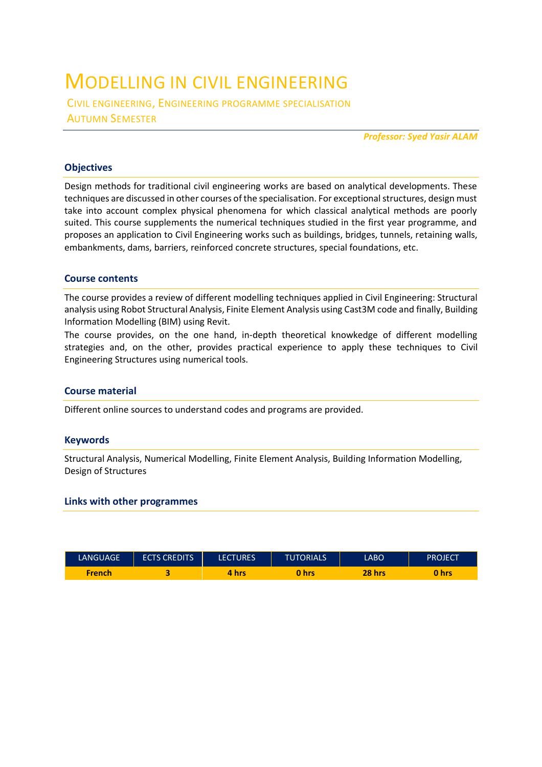# Modelling in civil engineering

Civil engineering, Engineering programme specialisation
Autumn Semester

*Professor: Syed Yasir ALAM*

## Objectives

Design methods for traditional civil engineering works are based on analytical developments. These techniques are discussed in other courses of the specialisation. For exceptional structures, design must take into account complex physical phenomena for which classical analytical methods are poorly suited. This course supplements the numerical techniques studied in the first year programme, and proposes an application to Civil Engineering works such as buildings, bridges, tunnels, retaining walls, embankments, dams, barriers, reinforced concrete structures, special foundations, etc.

## Course contents

The course provides a review of different modelling techniques applied in Civil Engineering: Structural analysis using Robot Structural Analysis, Finite Element Analysis using Cast3M code and finally, Building Information Modelling (BIM) using Revit.

The course provides, on the one hand, in-depth theoretical knowkedge of different modelling strategies and, on the other, provides practical experience to apply these techniques to Civil Engineering Structures using numerical tools.

## Course material

Different online sources to understand codes and programs are provided.

## Keywords

Structural Analysis, Numerical Modelling, Finite Element Analysis, Building Information Modelling, Design of Structures

## Links with other programmes

| LANGUAGE | ECTS CREDITS | LECTURES | TUTORIALS | LABO | PROJECT |
|---|---|---|---|---|---|
| **French** | **3** | **4 hrs** | **0 hrs** | **28 hrs** | **0 hrs** |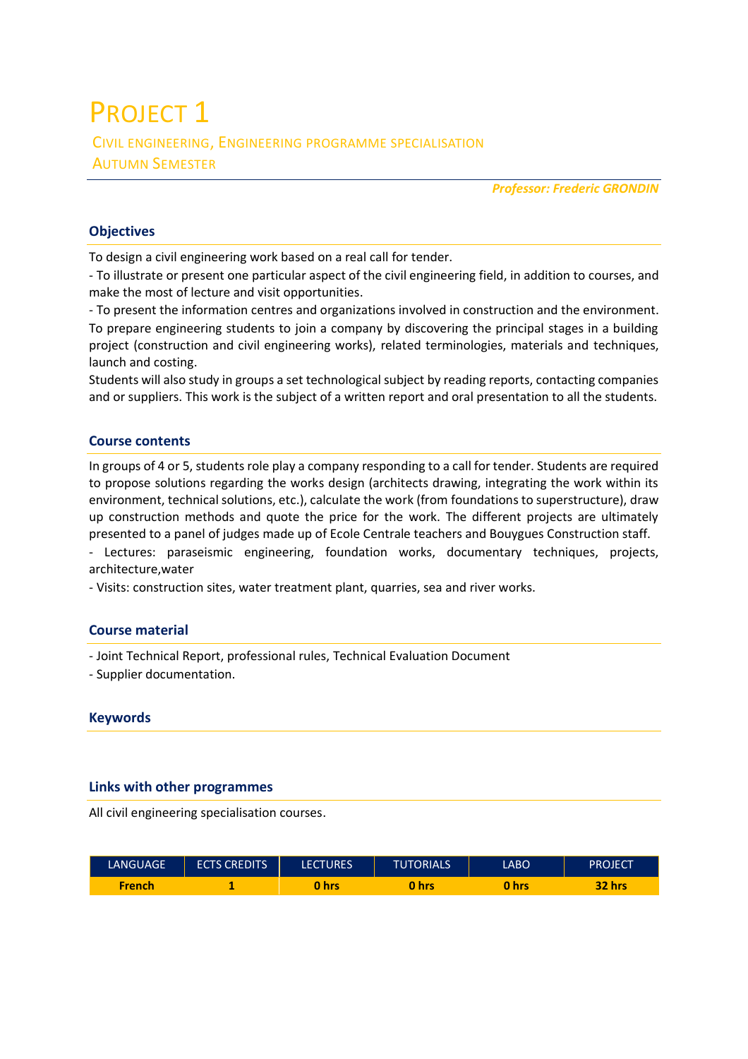# PROJECT 1

CIVIL ENGINEERING, ENGINEERING PROGRAMME SPECIALISATION
AUTUMN SEMESTER

*Professor: Frederic GRONDIN*

## Objectives

To design a civil engineering work based on a real call for tender.
- To illustrate or present one particular aspect of the civil engineering field, in addition to courses, and make the most of lecture and visit opportunities.
- To present the information centres and organizations involved in construction and the environment.
To prepare engineering students to join a company by discovering the principal stages in a building project (construction and civil engineering works), related terminologies, materials and techniques, launch and costing.
Students will also study in groups a set technological subject by reading reports, contacting companies and or suppliers. This work is the subject of a written report and oral presentation to all the students.

## Course contents

In groups of 4 or 5, students role play a company responding to a call for tender. Students are required to propose solutions regarding the works design (architects drawing, integrating the work within its environment, technical solutions, etc.), calculate the work (from foundations to superstructure), draw up construction methods and quote the price for the work. The different projects are ultimately presented to a panel of judges made up of Ecole Centrale teachers and Bouygues Construction staff.
- Lectures: paraseismic engineering, foundation works, documentary techniques, projects, architecture,water
- Visits: construction sites, water treatment plant, quarries, sea and river works.

## Course material

- Joint Technical Report, professional rules, Technical Evaluation Document
- Supplier documentation.

## Keywords

## Links with other programmes

All civil engineering specialisation courses.

| LANGUAGE | ECTS CREDITS | LECTURES | TUTORIALS | LABO | PROJECT |
|---|---|---|---|---|---|
| French | 1 | 0 hrs | 0 hrs | 0 hrs | 32 hrs |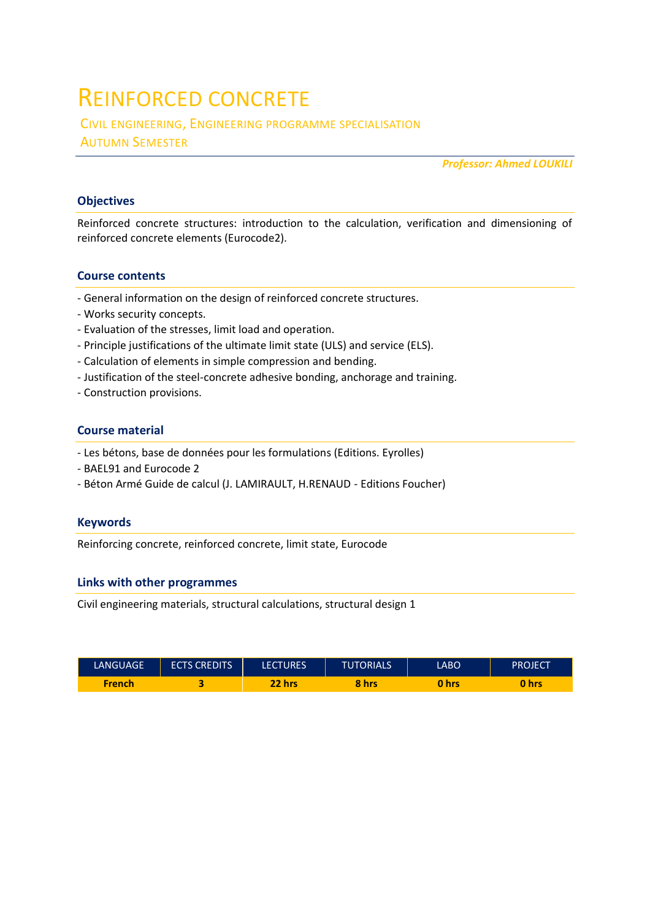# Reinforced concrete

## Civil engineering, Engineering programme specialisation
## Autumn Semester

*Professor: Ahmed LOUKILI*

### Objectives

Reinforced concrete structures: introduction to the calculation, verification and dimensioning of reinforced concrete elements (Eurocode2).

### Course contents

- General information on the design of reinforced concrete structures.
- Works security concepts.
- Evaluation of the stresses, limit load and operation.
- Principle justifications of the ultimate limit state (ULS) and service (ELS).
- Calculation of elements in simple compression and bending.
- Justification of the steel-concrete adhesive bonding, anchorage and training.
- Construction provisions.

### Course material

- Les bétons, base de données pour les formulations (Editions. Eyrolles)
- BAEL91 and Eurocode 2
- Béton Armé Guide de calcul (J. LAMIRAULT, H.RENAUD - Editions Foucher)

### Keywords

Reinforcing concrete, reinforced concrete, limit state, Eurocode

### Links with other programmes

Civil engineering materials, structural calculations, structural design 1

| LANGUAGE | ECTS CREDITS | LECTURES | TUTORIALS | LABO | PROJECT |
|---|---|---|---|---|---|
| **French** | **3** | **22 hrs** | **8 hrs** | **0 hrs** | **0 hrs** |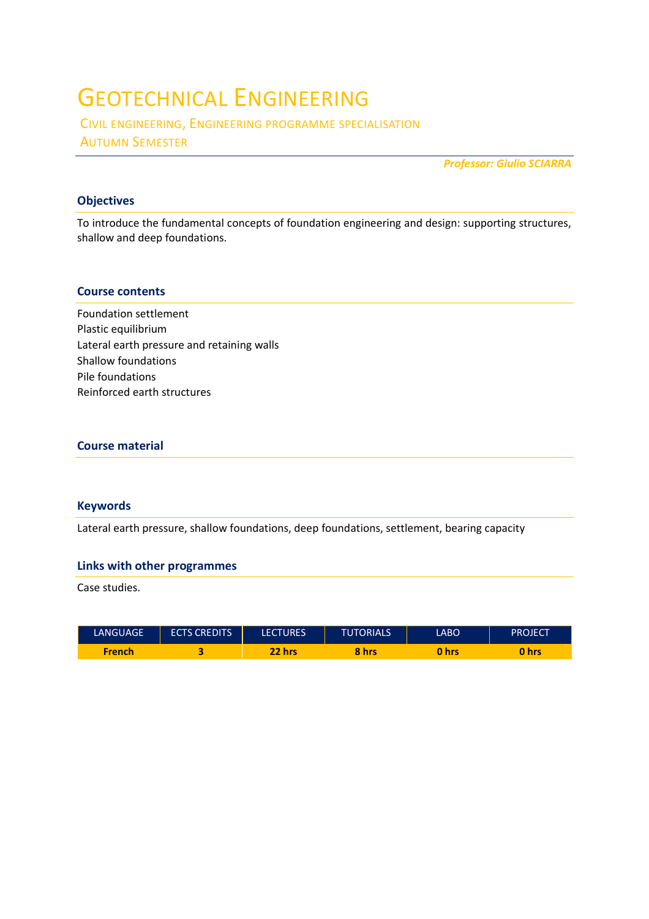# Geotechnical Engineering

Civil engineering, Engineering programme specialisation
Autumn Semester

***Professor: Giulio SCIARRA***

## Objectives

To introduce the fundamental concepts of foundation engineering and design: supporting structures, shallow and deep foundations.

## Course contents

Foundation settlement
Plastic equilibrium
Lateral earth pressure and retaining walls
Shallow foundations
Pile foundations
Reinforced earth structures

## Course material

## Keywords

Lateral earth pressure, shallow foundations, deep foundations, settlement, bearing capacity

## Links with other programmes

Case studies.

| LANGUAGE | ECTS CREDITS | LECTURES | TUTORIALS | LABO | PROJECT |
|---|---|---|---|---|---|
| **French** | **3** | **22 hrs** | **8 hrs** | **0 hrs** | **0 hrs** |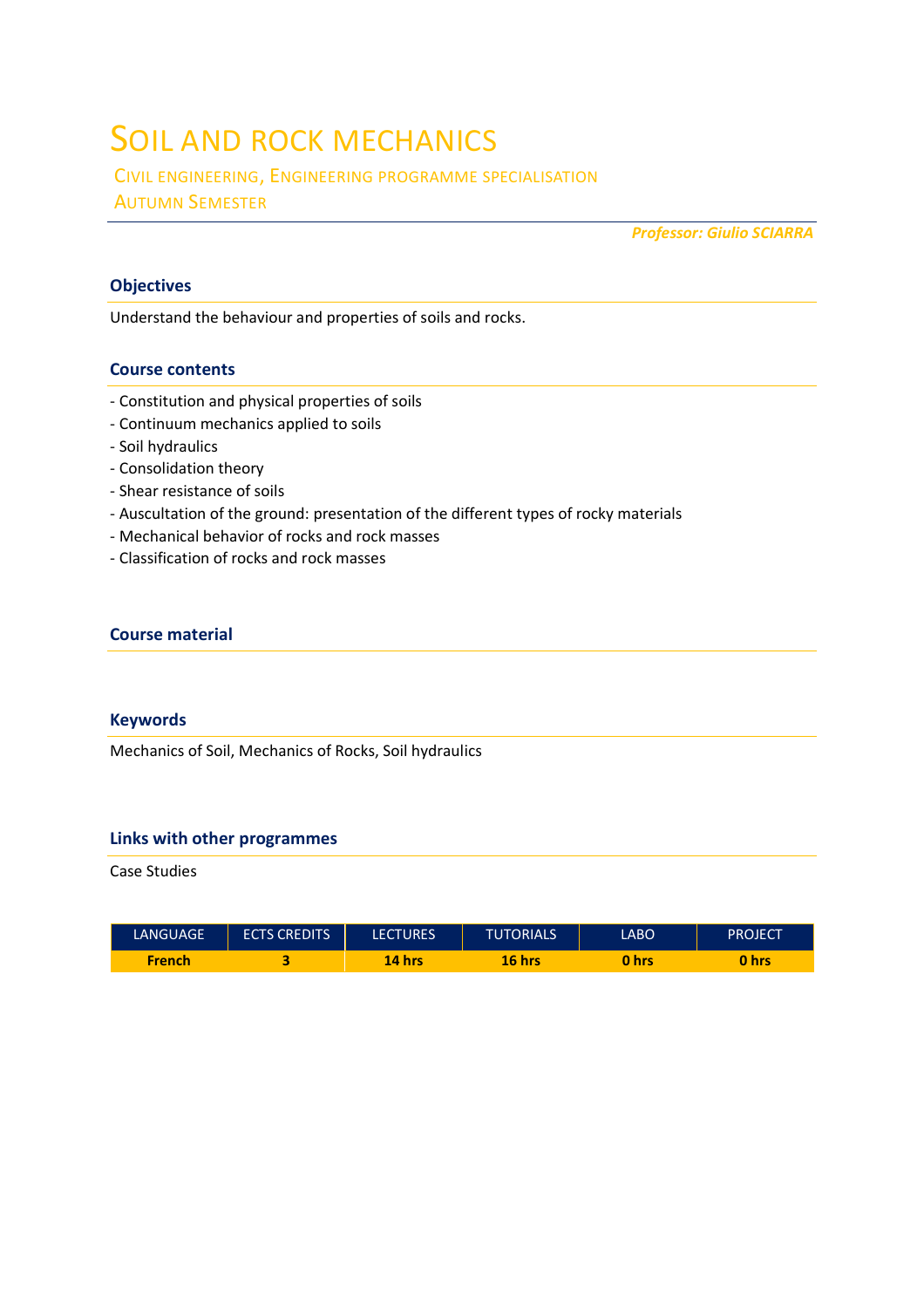# SOIL AND ROCK MECHANICS

CIVIL ENGINEERING, ENGINEERING PROGRAMME SPECIALISATION
AUTUMN SEMESTER

*Professor: Giulio SCIARRA*

## Objectives

Understand the behaviour and properties of soils and rocks.

## Course contents

- Constitution and physical properties of soils
- Continuum mechanics applied to soils
- Soil hydraulics
- Consolidation theory
- Shear resistance of soils
- Auscultation of the ground: presentation of the different types of rocky materials
- Mechanical behavior of rocks and rock masses
- Classification of rocks and rock masses

## Course material

## Keywords

Mechanics of Soil, Mechanics of Rocks, Soil hydraulics

## Links with other programmes

Case Studies

| LANGUAGE | ECTS CREDITS | LECTURES | TUTORIALS | LABO | PROJECT |
|---|---|---|---|---|---|
| **French** | **3** | **14 hrs** | **16 hrs** | **0 hrs** | **0 hrs** |